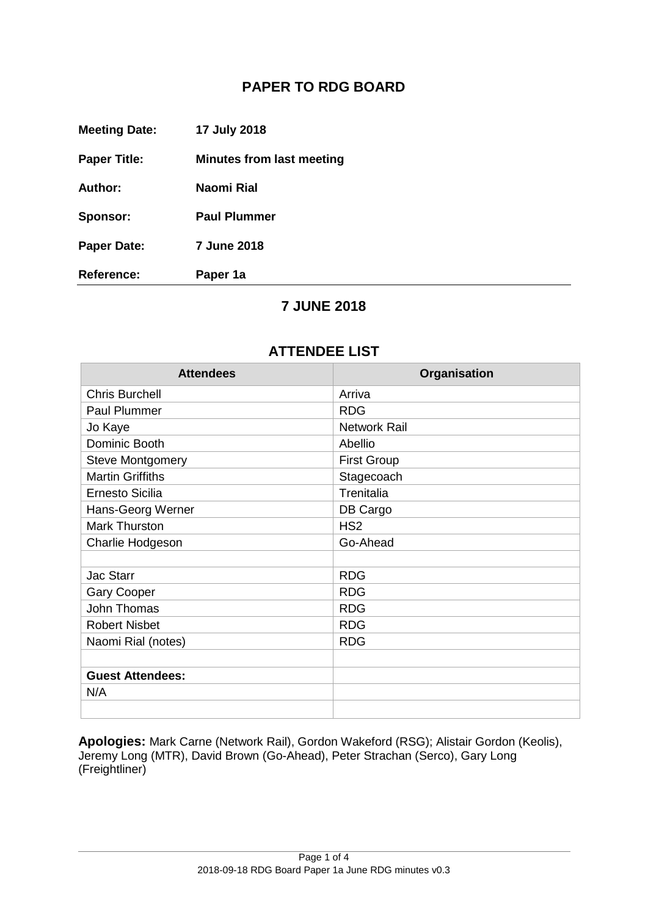# PAPER TO RDG BOARD

**Meeting Date:** 17 July 2018

**Paper Title:** Minutes from last meeting

**Author:** Naomi Rial

**Sponsor:** Paul Plummer

**Paper Date:** 7 June 2018

**Reference:** Paper 1a

## 7 JUNE 2018

## ATTENDEE LIST

| Attendees | Organisation |
|---|---|
| Chris Burchell | Arriva |
| Paul Plummer | RDG |
| Jo Kaye | Network Rail |
| Dominic Booth | Abellio |
| Steve Montgomery | First Group |
| Martin Griffiths | Stagecoach |
| Ernesto Sicilia | Trenitalia |
| Hans-Georg Werner | DB Cargo |
| Mark Thurston | HS2 |
| Charlie Hodgeson | Go-Ahead |
| | |
| Jac Starr | RDG |
| Gary Cooper | RDG |
| John Thomas | RDG |
| Robert Nisbet | RDG |
| Naomi Rial (notes) | RDG |
| | |
| **Guest Attendees:** | |
| N/A | |
| | |

**Apologies:** Mark Carne (Network Rail), Gordon Wakeford (RSG); Alistair Gordon (Keolis), Jeremy Long (MTR), David Brown (Go-Ahead), Peter Strachan (Serco), Gary Long (Freightliner)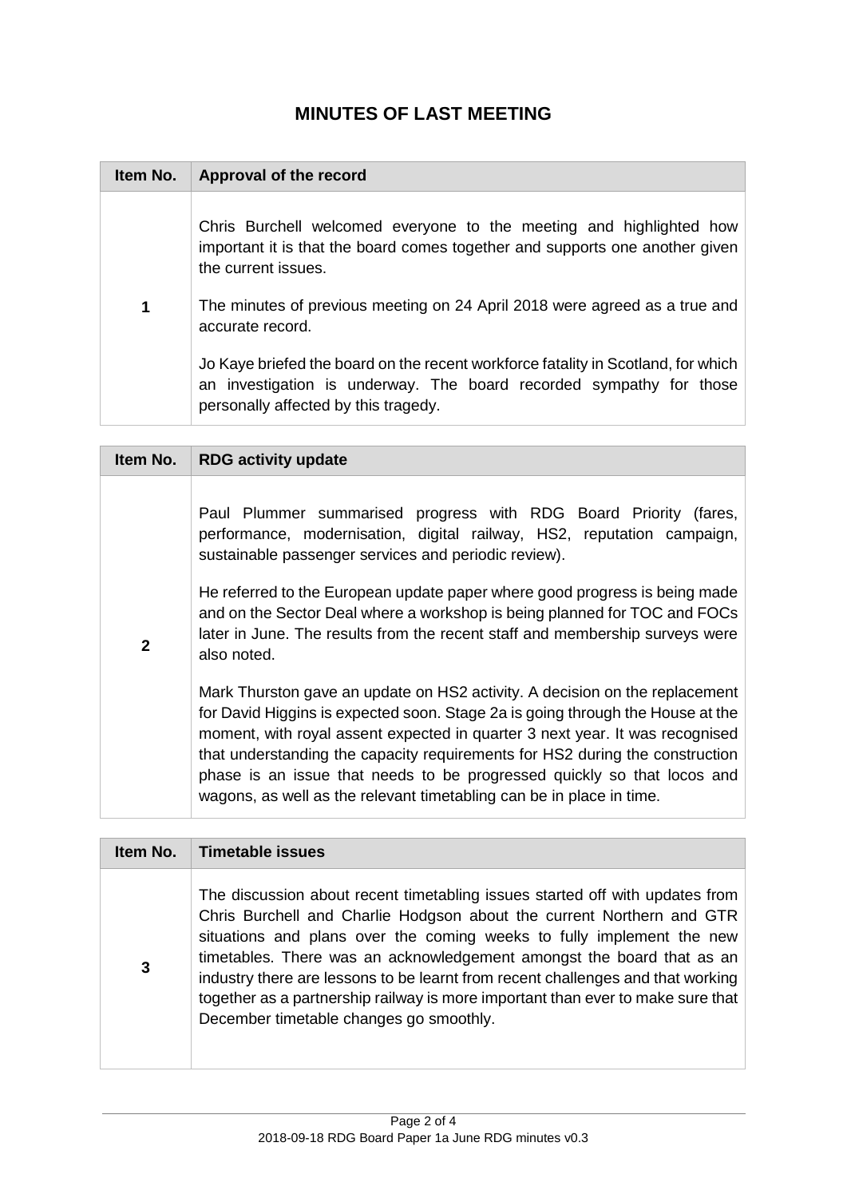# MINUTES OF LAST MEETING

| Item No. | Approval of the record |
|---|---|
| 1 | Chris Burchell welcomed everyone to the meeting and highlighted how important it is that the board comes together and supports one another given the current issues.<br><br>The minutes of previous meeting on 24 April 2018 were agreed as a true and accurate record.<br><br>Jo Kaye briefed the board on the recent workforce fatality in Scotland, for which an investigation is underway. The board recorded sympathy for those personally affected by this tragedy. |

| Item No. | RDG activity update |
|---|---|
| 2 | Paul Plummer summarised progress with RDG Board Priority (fares, performance, modernisation, digital railway, HS2, reputation campaign, sustainable passenger services and periodic review).<br><br>He referred to the European update paper where good progress is being made and on the Sector Deal where a workshop is being planned for TOC and FOCs later in June. The results from the recent staff and membership surveys were also noted.<br><br>Mark Thurston gave an update on HS2 activity. A decision on the replacement for David Higgins is expected soon. Stage 2a is going through the House at the moment, with royal assent expected in quarter 3 next year. It was recognised that understanding the capacity requirements for HS2 during the construction phase is an issue that needs to be progressed quickly so that locos and wagons, as well as the relevant timetabling can be in place in time. |

| Item No. | Timetable issues |
|---|---|
| 3 | The discussion about recent timetabling issues started off with updates from Chris Burchell and Charlie Hodgson about the current Northern and GTR situations and plans over the coming weeks to fully implement the new timetables. There was an acknowledgement amongst the board that as an industry there are lessons to be learnt from recent challenges and that working together as a partnership railway is more important than ever to make sure that December timetable changes go smoothly. |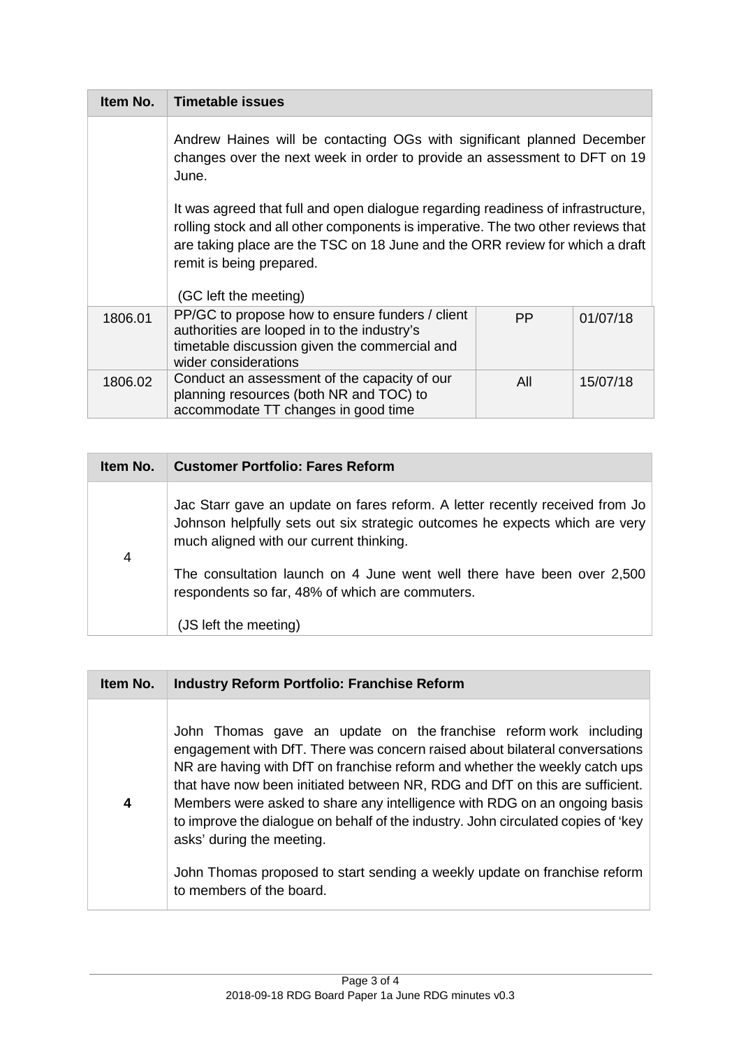| Item No. | Timetable issues | | |
|---|---|---|---|
| | Andrew Haines will be contacting OGs with significant planned December changes over the next week in order to provide an assessment to DFT on 19 June.<br><br>It was agreed that full and open dialogue regarding readiness of infrastructure, rolling stock and all other components is imperative. The two other reviews that are taking place are the TSC on 18 June and the ORR review for which a draft remit is being prepared.<br><br>(GC left the meeting) | | |
| 1806.01 | PP/GC to propose how to ensure funders / client authorities are looped in to the industry's timetable discussion given the commercial and wider considerations | PP | 01/07/18 |
| 1806.02 | Conduct an assessment of the capacity of our planning resources (both NR and TOC) to accommodate TT changes in good time | All | 15/07/18 |

| Item No. | Customer Portfolio: Fares Reform |
|---|---|
| 4 | Jac Starr gave an update on fares reform. A letter recently received from Jo Johnson helpfully sets out six strategic outcomes he expects which are very much aligned with our current thinking.<br><br>The consultation launch on 4 June went well there have been over 2,500 respondents so far, 48% of which are commuters.<br><br>(JS left the meeting) |

| Item No. | Industry Reform Portfolio: Franchise Reform |
|---|---|
| **4** | John Thomas gave an update on the franchise reform work including engagement with DfT. There was concern raised about bilateral conversations NR are having with DfT on franchise reform and whether the weekly catch ups that have now been initiated between NR, RDG and DfT on this are sufficient. Members were asked to share any intelligence with RDG on an ongoing basis to improve the dialogue on behalf of the industry. John circulated copies of 'key asks' during the meeting.<br><br>John Thomas proposed to start sending a weekly update on franchise reform to members of the board. |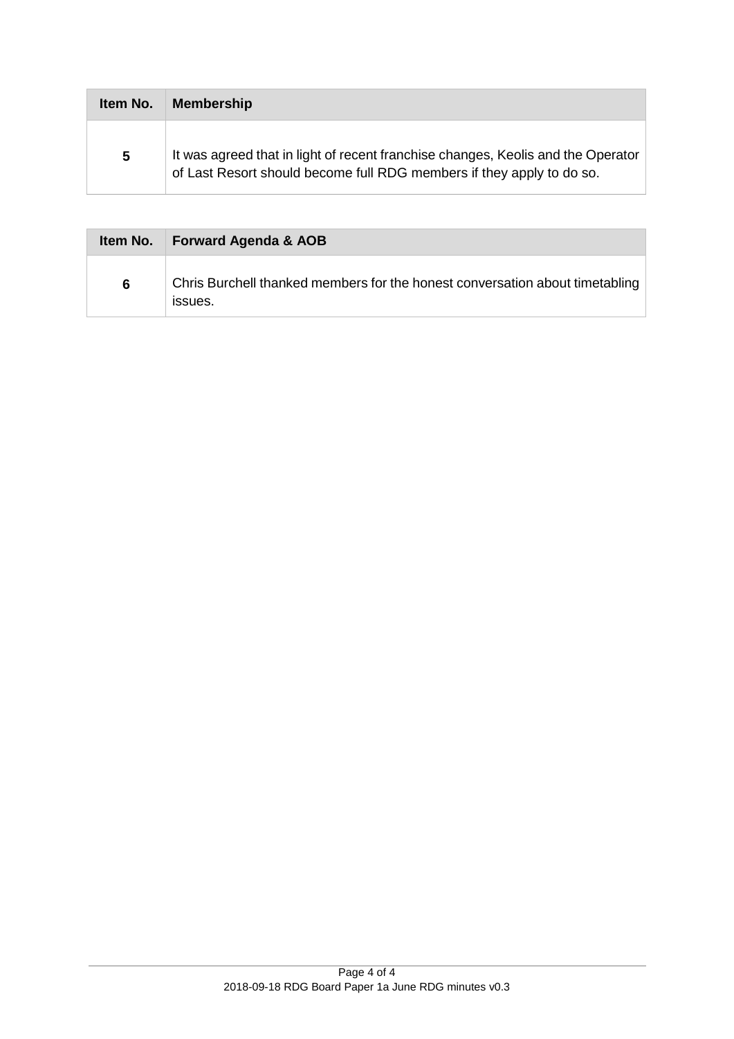| Item No. | Membership |
| --- | --- |
| **5** | It was agreed that in light of recent franchise changes, Keolis and the Operator of Last Resort should become full RDG members if they apply to do so. |

| Item No. | Forward Agenda & AOB |
| --- | --- |
| **6** | Chris Burchell thanked members for the honest conversation about timetabling issues. |